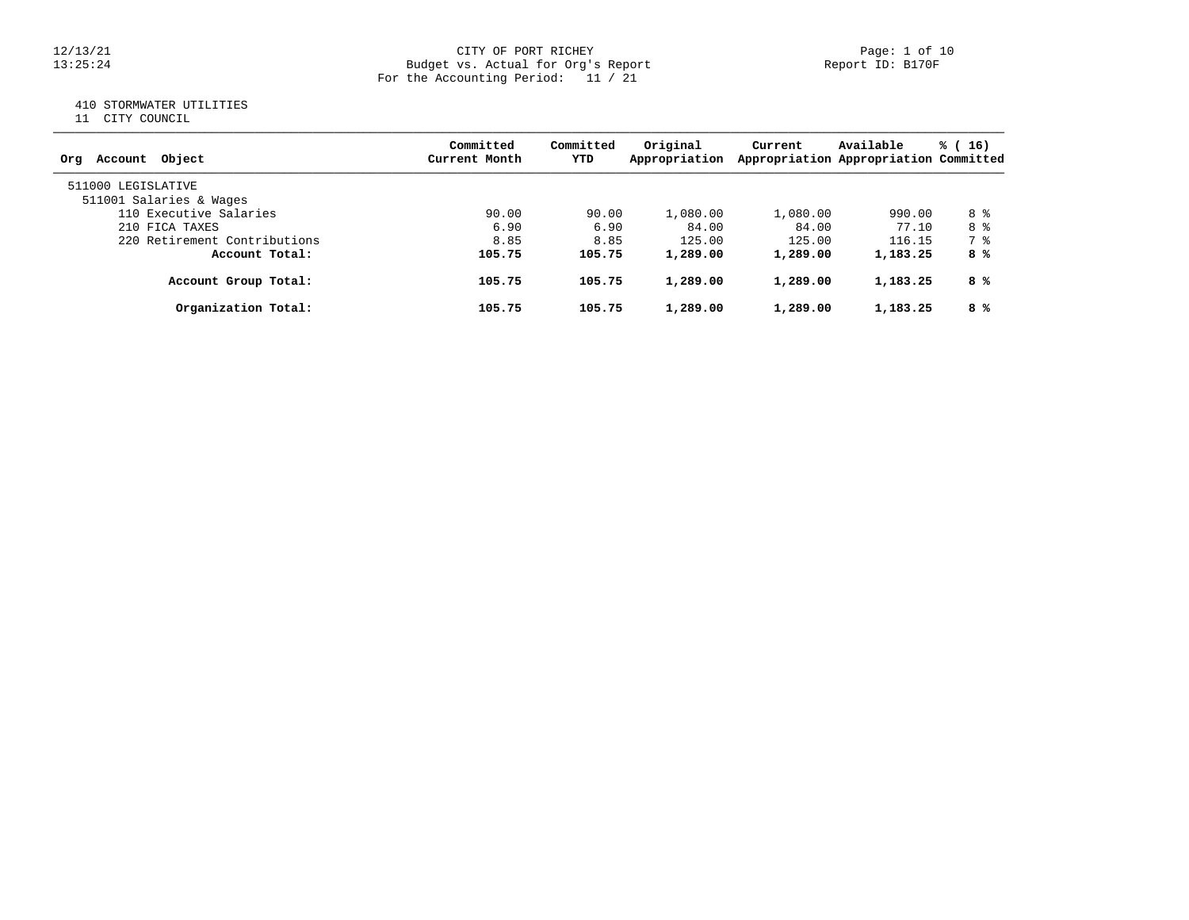12/13/21
13:25:24

CITY OF PORT RICHEY
Budget vs. Actual for Org's Report
For the Accounting Period: 11 / 21

Report ID: B170F

410 STORMWATER UTILITIES
11 CITY COUNCIL

| Org Account Object | Committed Current Month | Committed YTD | Original Appropriation | Current Appropriation | Available Appropriation | % ( 16) Committed |
|---|---|---|---|---|---|---|
| 511000 LEGISLATIVE | | | | | | |
| 511001 Salaries & Wages | | | | | | |
| 110 Executive Salaries | 90.00 | 90.00 | 1,080.00 | 1,080.00 | 990.00 | 8 % |
| 210 FICA TAXES | 6.90 | 6.90 | 84.00 | 84.00 | 77.10 | 8 % |
| 220 Retirement Contributions | 8.85 | 8.85 | 125.00 | 125.00 | 116.15 | 7 % |
| **Account Total:** | **105.75** | **105.75** | **1,289.00** | **1,289.00** | **1,183.25** | **8 %** |
| **Account Group Total:** | **105.75** | **105.75** | **1,289.00** | **1,289.00** | **1,183.25** | **8 %** |
| **Organization Total:** | **105.75** | **105.75** | **1,289.00** | **1,289.00** | **1,183.25** | **8 %** |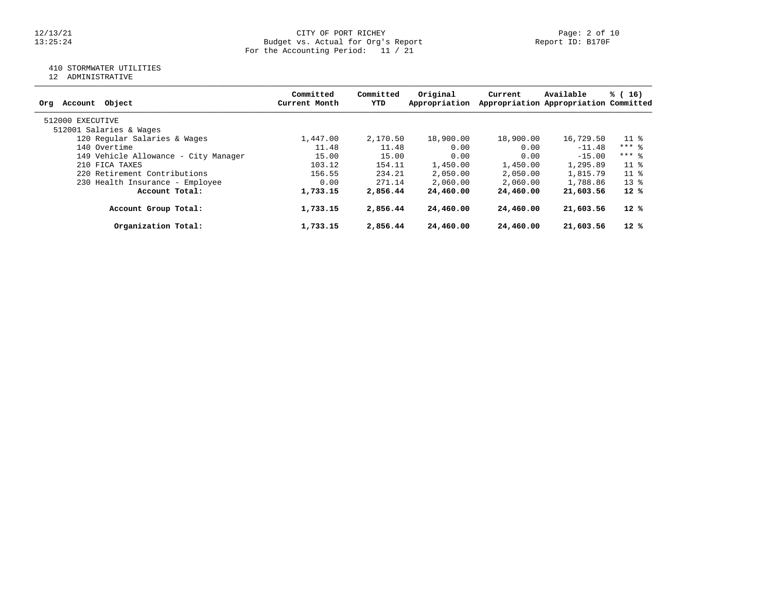CITY OF PORT RICHEY
Budget vs. Actual for Org's Report
For the Accounting Period: 11 / 21

Report ID: B170F

12/13/21
13:25:24

410 STORMWATER UTILITIES
12 ADMINISTRATIVE

| Org Account Object | Committed Current Month | Committed YTD | Original Appropriation | Current Appropriation | Available Appropriation | % ( 16) Committed |
|---|---|---|---|---|---|---|
| 512000 EXECUTIVE | | | | | | |
| 512001 Salaries & Wages | | | | | | |
| 120 Regular Salaries & Wages | 1,447.00 | 2,170.50 | 18,900.00 | 18,900.00 | 16,729.50 | 11 % |
| 140 Overtime | 11.48 | 11.48 | 0.00 | 0.00 | -11.48 | *** % |
| 149 Vehicle Allowance - City Manager | 15.00 | 15.00 | 0.00 | 0.00 | -15.00 | *** % |
| 210 FICA TAXES | 103.12 | 154.11 | 1,450.00 | 1,450.00 | 1,295.89 | 11 % |
| 220 Retirement Contributions | 156.55 | 234.21 | 2,050.00 | 2,050.00 | 1,815.79 | 11 % |
| 230 Health Insurance - Employee | 0.00 | 271.14 | 2,060.00 | 2,060.00 | 1,788.86 | 13 % |
| **Account Total:** | **1,733.15** | **2,856.44** | **24,460.00** | **24,460.00** | **21,603.56** | **12 %** |
| **Account Group Total:** | **1,733.15** | **2,856.44** | **24,460.00** | **24,460.00** | **21,603.56** | **12 %** |
| **Organization Total:** | **1,733.15** | **2,856.44** | **24,460.00** | **24,460.00** | **21,603.56** | **12 %** |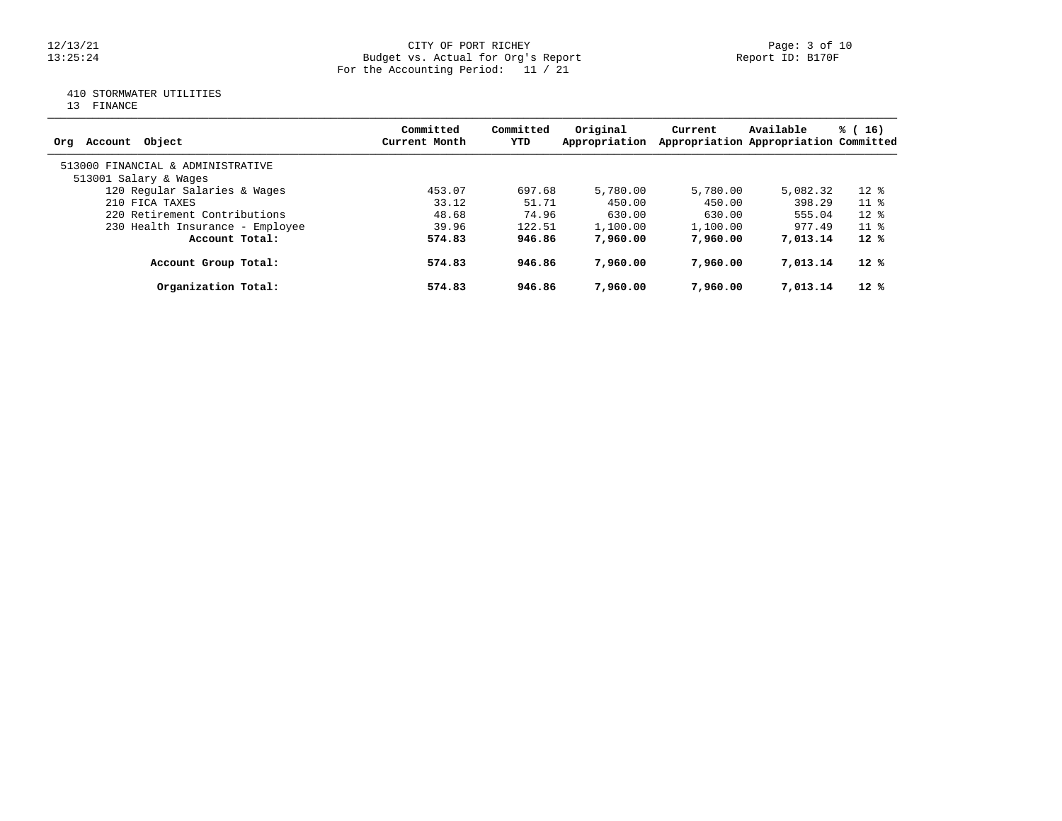CITY OF PORT RICHEY
Budget vs. Actual for Org's Report
For the Accounting Period: 11 / 21

410 STORMWATER UTILITIES
13 FINANCE

| Org Account Object | Committed Current Month | Committed YTD | Original Appropriation | Current Appropriation | Available Appropriation | % ( 16) Committed |
|---|---|---|---|---|---|---|
| 513000 FINANCIAL & ADMINISTRATIVE | | | | | | |
| 513001 Salary & Wages | | | | | | |
| 120 Regular Salaries & Wages | 453.07 | 697.68 | 5,780.00 | 5,780.00 | 5,082.32 | 12 % |
| 210 FICA TAXES | 33.12 | 51.71 | 450.00 | 450.00 | 398.29 | 11 % |
| 220 Retirement Contributions | 48.68 | 74.96 | 630.00 | 630.00 | 555.04 | 12 % |
| 230 Health Insurance - Employee | 39.96 | 122.51 | 1,100.00 | 1,100.00 | 977.49 | 11 % |
| **Account Total:** | **574.83** | **946.86** | **7,960.00** | **7,960.00** | **7,013.14** | **12 %** |
| **Account Group Total:** | **574.83** | **946.86** | **7,960.00** | **7,960.00** | **7,013.14** | **12 %** |
| **Organization Total:** | **574.83** | **946.86** | **7,960.00** | **7,960.00** | **7,013.14** | **12 %** |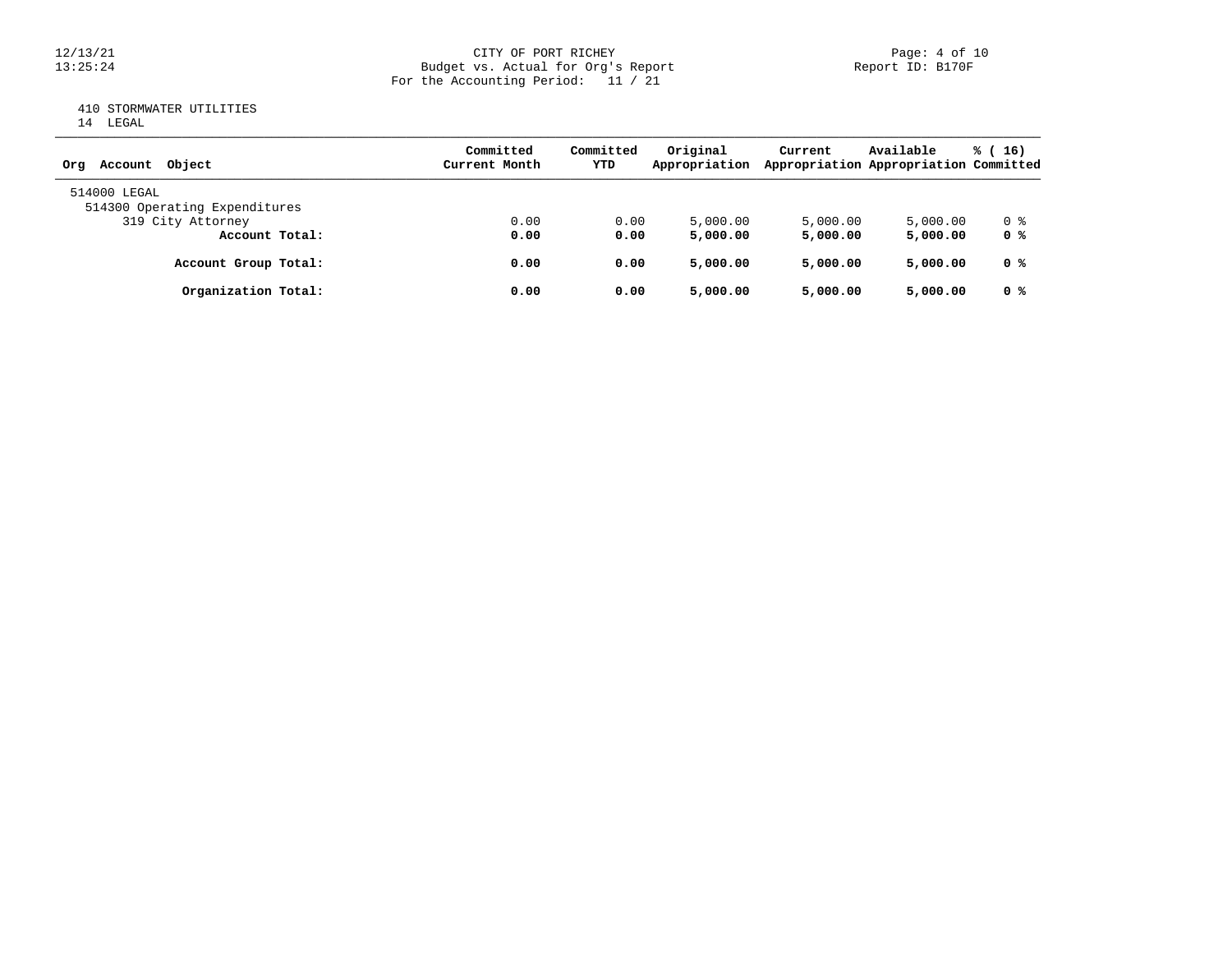CITY OF PORT RICHEY
Budget vs. Actual for Org's Report
For the Accounting Period: 11 / 21

12/13/21
13:25:24

Report ID: B170F

410 STORMWATER UTILITIES
14 LEGAL

| Org Account Object | Committed Current Month | Committed YTD | Original Appropriation | Current Appropriation | Available Appropriation | % ( 16) Committed |
|---|---|---|---|---|---|---|
| 514000 LEGAL | | | | | | |
| 514300 Operating Expenditures | | | | | | |
| 319 City Attorney | 0.00 | 0.00 | 5,000.00 | 5,000.00 | 5,000.00 | 0 % |
| **Account Total:** | **0.00** | **0.00** | **5,000.00** | **5,000.00** | **5,000.00** | **0 %** |
| **Account Group Total:** | **0.00** | **0.00** | **5,000.00** | **5,000.00** | **5,000.00** | **0 %** |
| **Organization Total:** | **0.00** | **0.00** | **5,000.00** | **5,000.00** | **5,000.00** | **0 %** |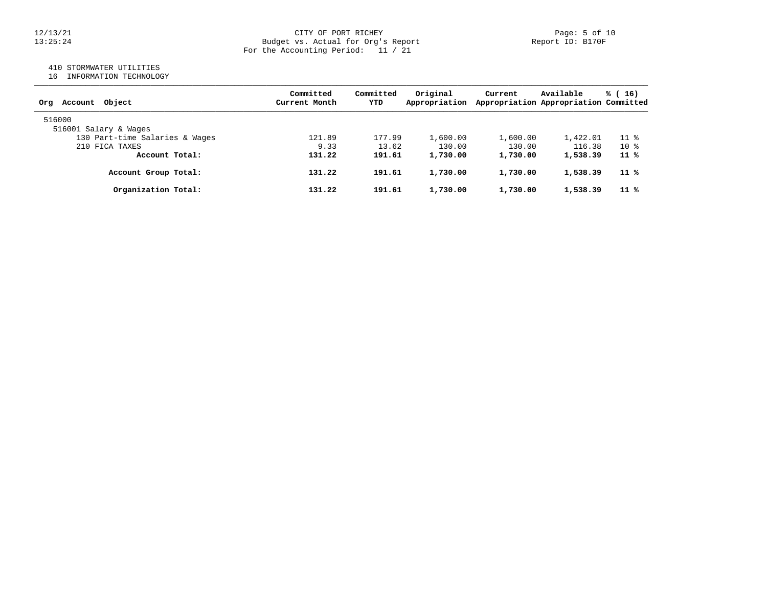CITY OF PORT RICHEY
Budget vs. Actual for Org's Report
For the Accounting Period: 11 / 21

410 STORMWATER UTILITIES
16 INFORMATION TECHNOLOGY

| Org Account Object | Committed Current Month | Committed YTD | Original Appropriation | Current Appropriation | Available Appropriation | % ( 16) Committed |
|---|---|---|---|---|---|---|
| 516000 | | | | | | |
| 516001 Salary & Wages | | | | | | |
| 130 Part-time Salaries & Wages | 121.89 | 177.99 | 1,600.00 | 1,600.00 | 1,422.01 | 11 % |
| 210 FICA TAXES | 9.33 | 13.62 | 130.00 | 130.00 | 116.38 | 10 % |
| **Account Total:** | **131.22** | **191.61** | **1,730.00** | **1,730.00** | **1,538.39** | **11 %** |
| **Account Group Total:** | **131.22** | **191.61** | **1,730.00** | **1,730.00** | **1,538.39** | **11 %** |
| **Organization Total:** | **131.22** | **191.61** | **1,730.00** | **1,730.00** | **1,538.39** | **11 %** |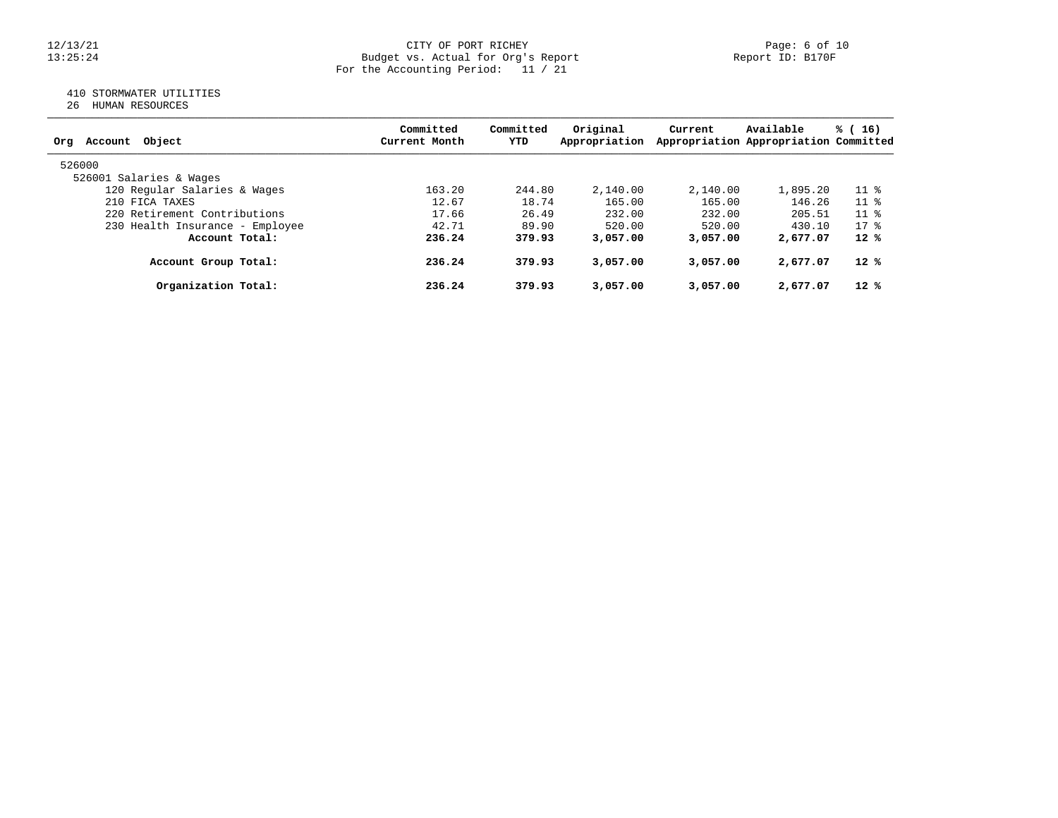CITY OF PORT RICHEY
Budget vs. Actual for Org's Report
For the Accounting Period: 11 / 21

410 STORMWATER UTILITIES
26 HUMAN RESOURCES

| Org Account Object | Committed Current Month | Committed YTD | Original Appropriation | Current Appropriation | Available Appropriation | % ( 16) Committed |
|---|---|---|---|---|---|---|
| 526000 | | | | | | |
| 526001 Salaries & Wages | | | | | | |
| 120 Regular Salaries & Wages | 163.20 | 244.80 | 2,140.00 | 2,140.00 | 1,895.20 | 11 % |
| 210 FICA TAXES | 12.67 | 18.74 | 165.00 | 165.00 | 146.26 | 11 % |
| 220 Retirement Contributions | 17.66 | 26.49 | 232.00 | 232.00 | 205.51 | 11 % |
| 230 Health Insurance - Employee | 42.71 | 89.90 | 520.00 | 520.00 | 430.10 | 17 % |
| **Account Total:** | **236.24** | **379.93** | **3,057.00** | **3,057.00** | **2,677.07** | **12 %** |
| **Account Group Total:** | **236.24** | **379.93** | **3,057.00** | **3,057.00** | **2,677.07** | **12 %** |
| **Organization Total:** | **236.24** | **379.93** | **3,057.00** | **3,057.00** | **2,677.07** | **12 %** |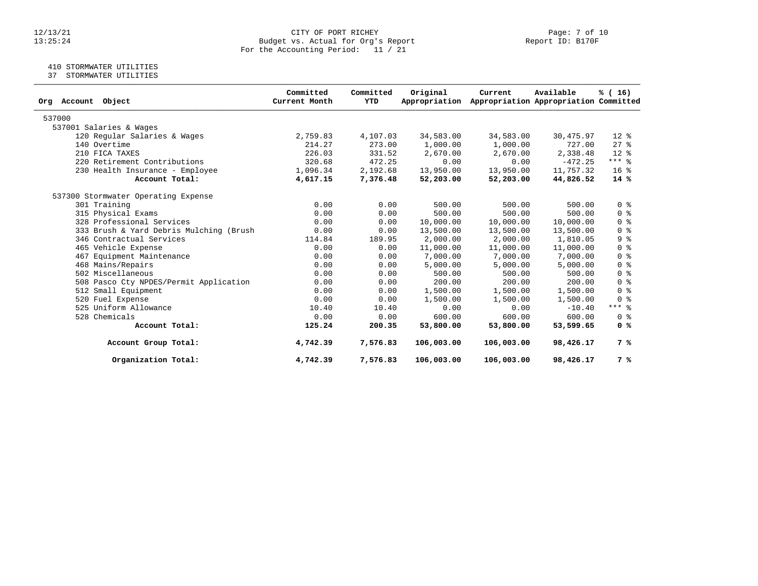CITY OF PORT RICHEY
Budget vs. Actual for Org's Report
For the Accounting Period: 11 / 21

410 STORMWATER UTILITIES
37 STORMWATER UTILITIES

| Org Account Object | Committed Current Month | Committed YTD | Original Appropriation | Current Appropriation | Available Appropriation | % ( 16) Committed |
|---|---|---|---|---|---|---|
| 537000 | | | | | | |
| 537001 Salaries & Wages | | | | | | |
| 120 Regular Salaries & Wages | 2,759.83 | 4,107.03 | 34,583.00 | 34,583.00 | 30,475.97 | 12 % |
| 140 Overtime | 214.27 | 273.00 | 1,000.00 | 1,000.00 | 727.00 | 27 % |
| 210 FICA TAXES | 226.03 | 331.52 | 2,670.00 | 2,670.00 | 2,338.48 | 12 % |
| 220 Retirement Contributions | 320.68 | 472.25 | 0.00 | 0.00 | -472.25 | *** % |
| 230 Health Insurance - Employee | 1,096.34 | 2,192.68 | 13,950.00 | 13,950.00 | 11,757.32 | 16 % |
| **Account Total:** | **4,617.15** | **7,376.48** | **52,203.00** | **52,203.00** | **44,826.52** | **14 %** |
| 537300 Stormwater Operating Expense | | | | | | |
| 301 Training | 0.00 | 0.00 | 500.00 | 500.00 | 500.00 | 0 % |
| 315 Physical Exams | 0.00 | 0.00 | 500.00 | 500.00 | 500.00 | 0 % |
| 328 Professional Services | 0.00 | 0.00 | 10,000.00 | 10,000.00 | 10,000.00 | 0 % |
| 333 Brush & Yard Debris Mulching (Brush | 0.00 | 0.00 | 13,500.00 | 13,500.00 | 13,500.00 | 0 % |
| 346 Contractual Services | 114.84 | 189.95 | 2,000.00 | 2,000.00 | 1,810.05 | 9 % |
| 465 Vehicle Expense | 0.00 | 0.00 | 11,000.00 | 11,000.00 | 11,000.00 | 0 % |
| 467 Equipment Maintenance | 0.00 | 0.00 | 7,000.00 | 7,000.00 | 7,000.00 | 0 % |
| 468 Mains/Repairs | 0.00 | 0.00 | 5,000.00 | 5,000.00 | 5,000.00 | 0 % |
| 502 Miscellaneous | 0.00 | 0.00 | 500.00 | 500.00 | 500.00 | 0 % |
| 508 Pasco Cty NPDES/Permit Application | 0.00 | 0.00 | 200.00 | 200.00 | 200.00 | 0 % |
| 512 Small Equipment | 0.00 | 0.00 | 1,500.00 | 1,500.00 | 1,500.00 | 0 % |
| 520 Fuel Expense | 0.00 | 0.00 | 1,500.00 | 1,500.00 | 1,500.00 | 0 % |
| 525 Uniform Allowance | 10.40 | 10.40 | 0.00 | 0.00 | -10.40 | *** % |
| 528 Chemicals | 0.00 | 0.00 | 600.00 | 600.00 | 600.00 | 0 % |
| **Account Total:** | **125.24** | **200.35** | **53,800.00** | **53,800.00** | **53,599.65** | **0 %** |
| **Account Group Total:** | **4,742.39** | **7,576.83** | **106,003.00** | **106,003.00** | **98,426.17** | **7 %** |
| **Organization Total:** | **4,742.39** | **7,576.83** | **106,003.00** | **106,003.00** | **98,426.17** | **7 %** |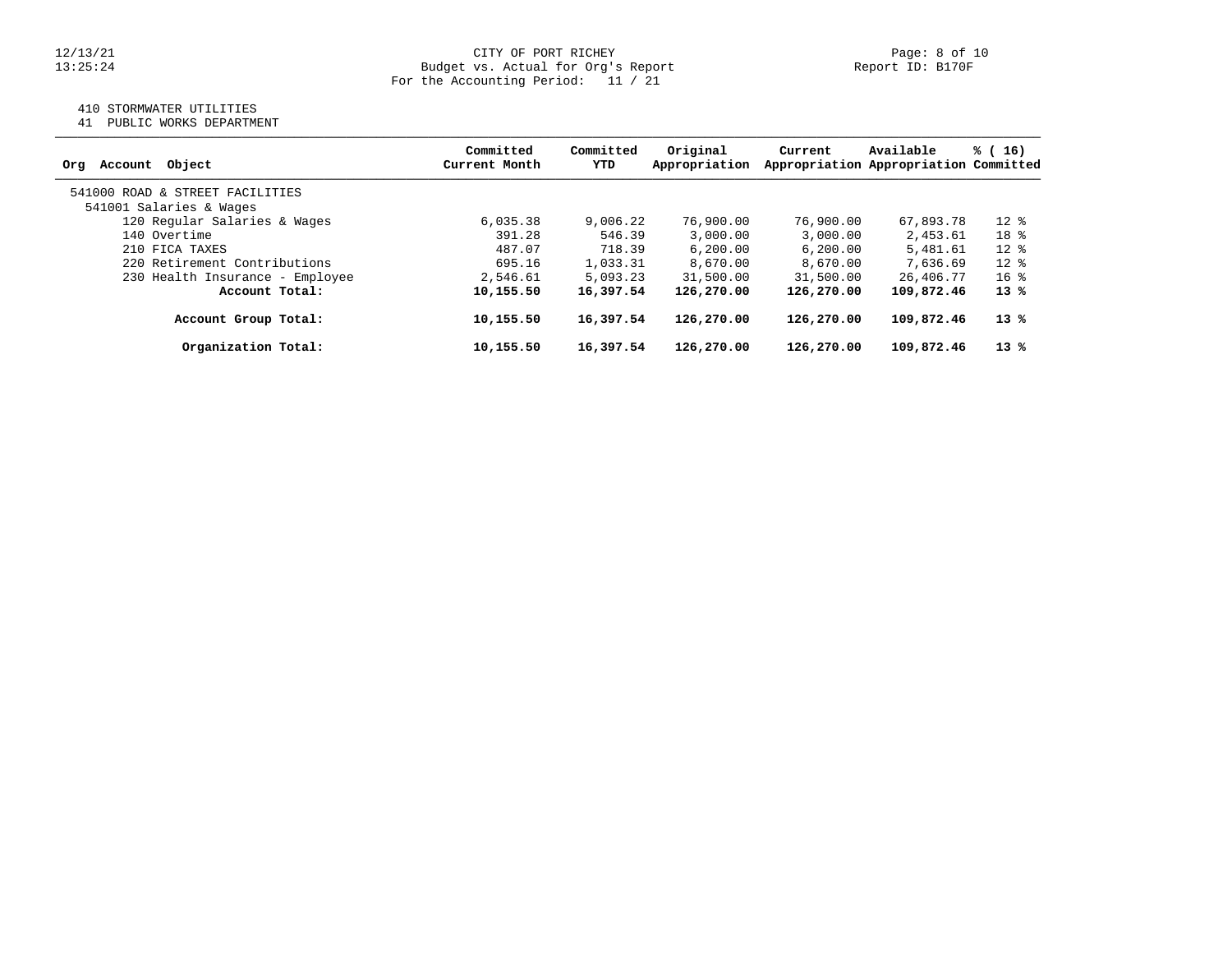CITY OF PORT RICHEY
Budget vs. Actual for Org's Report
For the Accounting Period: 11 / 21

12/13/21
13:25:24

Report ID: B170F

410 STORMWATER UTILITIES
41 PUBLIC WORKS DEPARTMENT

| Org Account Object | Committed Current Month | Committed YTD | Original Appropriation | Current Appropriation | Available Appropriation | % ( 16) Committed |
|---|---|---|---|---|---|---|
| 541000 ROAD & STREET FACILITIES | | | | | | |
| 541001 Salaries & Wages | | | | | | |
| 120 Regular Salaries & Wages | 6,035.38 | 9,006.22 | 76,900.00 | 76,900.00 | 67,893.78 | 12 % |
| 140 Overtime | 391.28 | 546.39 | 3,000.00 | 3,000.00 | 2,453.61 | 18 % |
| 210 FICA TAXES | 487.07 | 718.39 | 6,200.00 | 6,200.00 | 5,481.61 | 12 % |
| 220 Retirement Contributions | 695.16 | 1,033.31 | 8,670.00 | 8,670.00 | 7,636.69 | 12 % |
| 230 Health Insurance - Employee | 2,546.61 | 5,093.23 | 31,500.00 | 31,500.00 | 26,406.77 | 16 % |
| **Account Total:** | **10,155.50** | **16,397.54** | **126,270.00** | **126,270.00** | **109,872.46** | **13 %** |
| **Account Group Total:** | **10,155.50** | **16,397.54** | **126,270.00** | **126,270.00** | **109,872.46** | **13 %** |
| **Organization Total:** | **10,155.50** | **16,397.54** | **126,270.00** | **126,270.00** | **109,872.46** | **13 %** |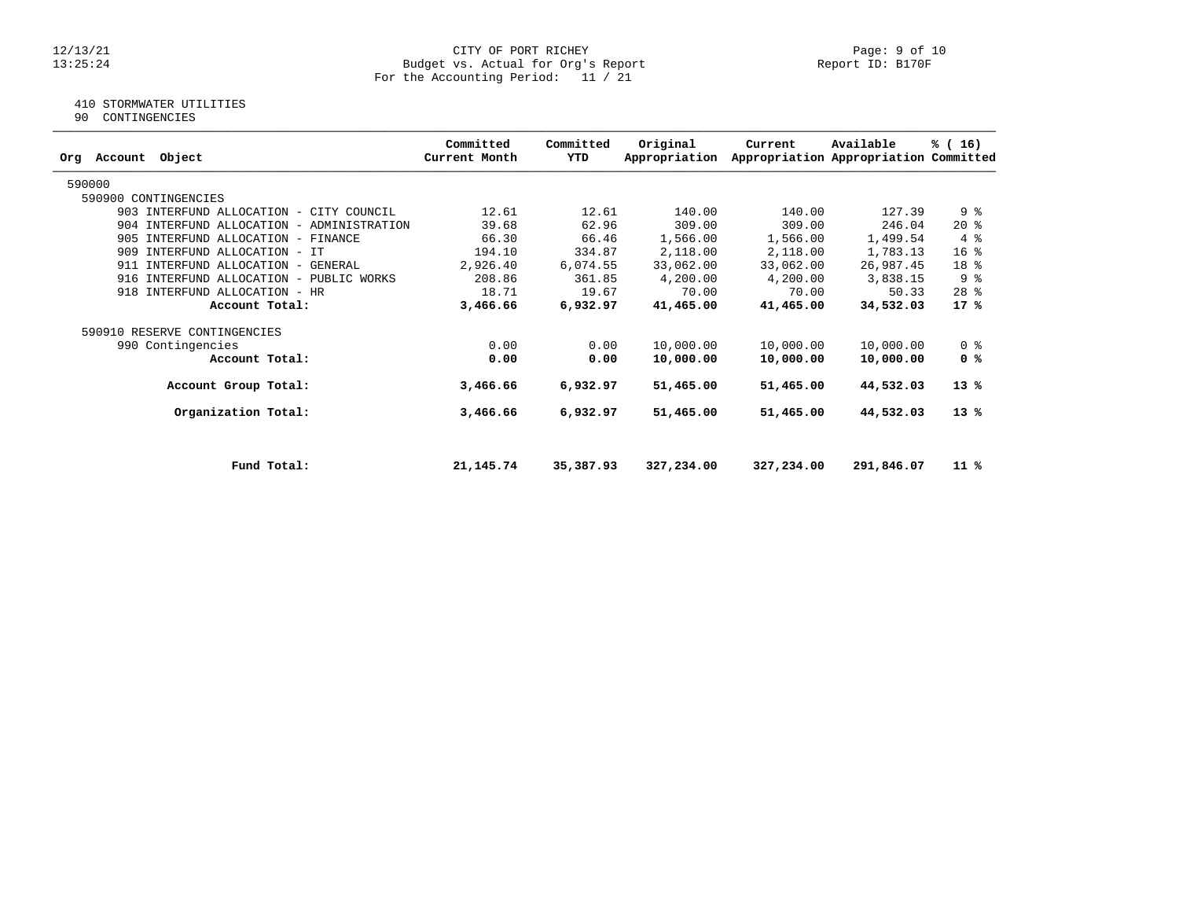CITY OF PORT RICHEY
Budget vs. Actual for Org's Report
For the Accounting Period: 11 / 21

410 STORMWATER UTILITIES
90 CONTINGENCIES

| Org Account Object | Committed Current Month | Committed YTD | Original Appropriation | Current Appropriation | Available Appropriation | % ( 16) Committed |
|---|---|---|---|---|---|---|
| 590000 | | | | | | |
| 590900 CONTINGENCIES | | | | | | |
| 903 INTERFUND ALLOCATION - CITY COUNCIL | 12.61 | 12.61 | 140.00 | 140.00 | 127.39 | 9 % |
| 904 INTERFUND ALLOCATION - ADMINISTRATION | 39.68 | 62.96 | 309.00 | 309.00 | 246.04 | 20 % |
| 905 INTERFUND ALLOCATION - FINANCE | 66.30 | 66.46 | 1,566.00 | 1,566.00 | 1,499.54 | 4 % |
| 909 INTERFUND ALLOCATION - IT | 194.10 | 334.87 | 2,118.00 | 2,118.00 | 1,783.13 | 16 % |
| 911 INTERFUND ALLOCATION - GENERAL | 2,926.40 | 6,074.55 | 33,062.00 | 33,062.00 | 26,987.45 | 18 % |
| 916 INTERFUND ALLOCATION - PUBLIC WORKS | 208.86 | 361.85 | 4,200.00 | 4,200.00 | 3,838.15 | 9 % |
| 918 INTERFUND ALLOCATION - HR | 18.71 | 19.67 | 70.00 | 70.00 | 50.33 | 28 % |
| **Account Total:** | **3,466.66** | **6,932.97** | **41,465.00** | **41,465.00** | **34,532.03** | **17 %** |
| 590910 RESERVE CONTINGENCIES | | | | | | |
| 990 Contingencies | 0.00 | 0.00 | 10,000.00 | 10,000.00 | 10,000.00 | 0 % |
| **Account Total:** | **0.00** | **0.00** | **10,000.00** | **10,000.00** | **10,000.00** | **0 %** |
| **Account Group Total:** | **3,466.66** | **6,932.97** | **51,465.00** | **51,465.00** | **44,532.03** | **13 %** |
| **Organization Total:** | **3,466.66** | **6,932.97** | **51,465.00** | **51,465.00** | **44,532.03** | **13 %** |
| **Fund Total:** | **21,145.74** | **35,387.93** | **327,234.00** | **327,234.00** | **291,846.07** | **11 %** |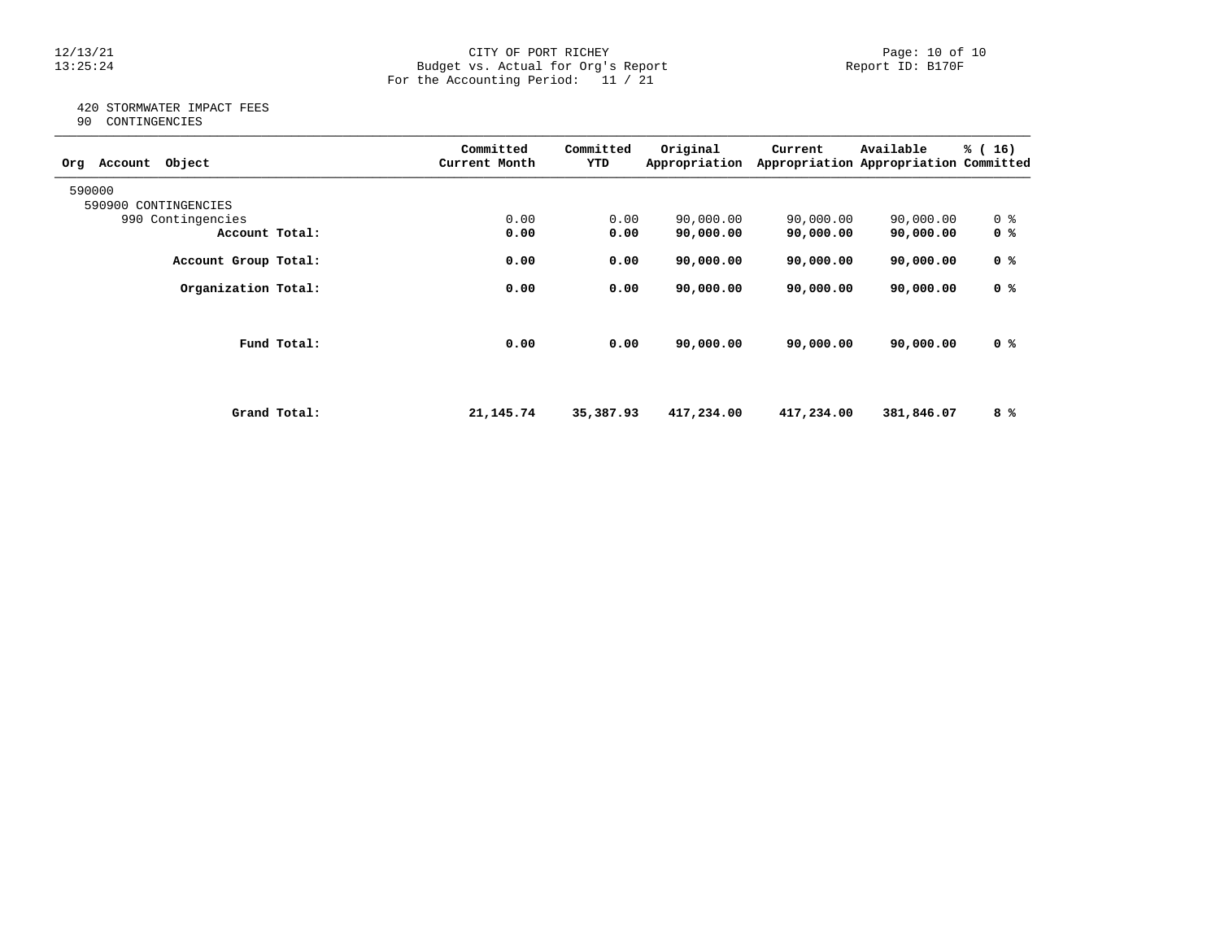CITY OF PORT RICHEY
Budget vs. Actual for Org's Report
For the Accounting Period: 11 / 21

12/13/21
13:25:24

Report ID: B170F

420 STORMWATER IMPACT FEES
90 CONTINGENCIES

| Org Account Object | Committed Current Month | Committed YTD | Original Appropriation | Current Appropriation | Available Appropriation | % ( 16) Committed |
|---|---|---|---|---|---|---|
| 590000 | | | | | | |
| 590900 CONTINGENCIES | | | | | | |
| 990 Contingencies | 0.00 | 0.00 | 90,000.00 | 90,000.00 | 90,000.00 | 0 % |
| **Account Total:** | **0.00** | **0.00** | **90,000.00** | **90,000.00** | **90,000.00** | **0 %** |
| **Account Group Total:** | **0.00** | **0.00** | **90,000.00** | **90,000.00** | **90,000.00** | **0 %** |
| **Organization Total:** | **0.00** | **0.00** | **90,000.00** | **90,000.00** | **90,000.00** | **0 %** |
| **Fund Total:** | **0.00** | **0.00** | **90,000.00** | **90,000.00** | **90,000.00** | **0 %** |
| **Grand Total:** | **21,145.74** | **35,387.93** | **417,234.00** | **417,234.00** | **381,846.07** | **8 %** |